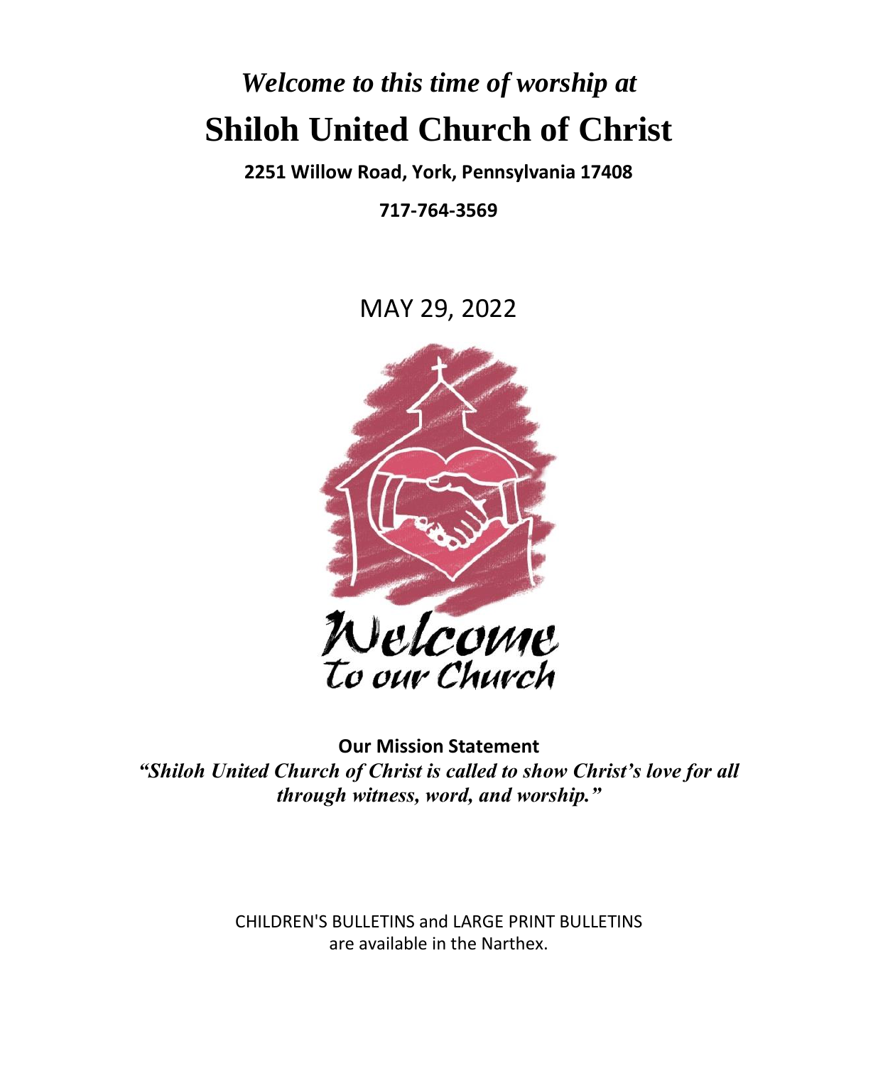*Welcome to this time of worship at*

# Shiloh United Church of Christ

**2251 Willow Road, York, Pennsylvania 17408**

**717-764-3569**

MAY 29, 2022

Welcome
To our Church

**Our Mission Statement**

***"Shiloh United Church of Christ is called to show Christ's love for all through witness, word, and worship."***

CHILDREN'S BULLETINS and LARGE PRINT BULLETINS are available in the Narthex.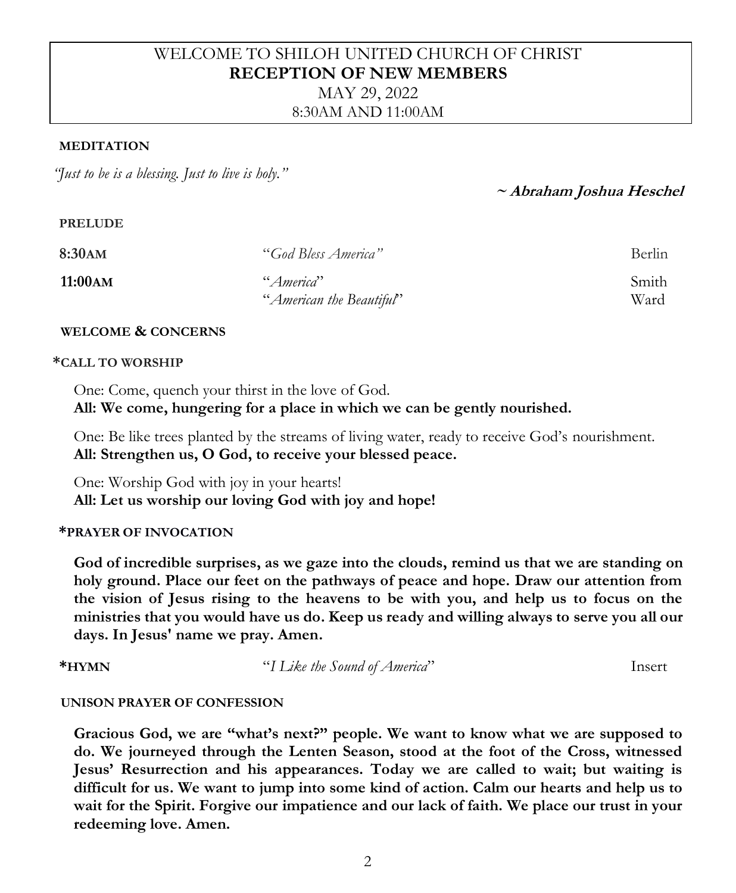# WELCOME TO SHILOH UNITED CHURCH OF CHRIST
## RECEPTION OF NEW MEMBERS
MAY 29, 2022
8:30AM AND 11:00AM

**MEDITATION**

*"Just to be is a blessing. Just to live is holy."*

**~ Abraham Joshua Heschel**

**PRELUDE**

| | | |
|---|---|---|
| **8:30AM** | "*God Bless America*" | Berlin |
| **11:00AM** | "*America*" | Smith |
| | "*American the Beautiful*" | Ward |

**WELCOME & CONCERNS**

**\*CALL TO WORSHIP**

One: Come, quench your thirst in the love of God.
**All: We come, hungering for a place in which we can be gently nourished.**

One: Be like trees planted by the streams of living water, ready to receive God's nourishment.
**All: Strengthen us, O God, to receive your blessed peace.**

One: Worship God with joy in your hearts!
**All: Let us worship our loving God with joy and hope!**

**\*PRAYER OF INVOCATION**

**God of incredible surprises, as we gaze into the clouds, remind us that we are standing on holy ground. Place our feet on the pathways of peace and hope. Draw our attention from the vision of Jesus rising to the heavens to be with you, and help us to focus on the ministries that you would have us do. Keep us ready and willing always to serve you all our days. In Jesus' name we pray. Amen.**

**\*HYMN** "*I Like the Sound of America*" Insert

**UNISON PRAYER OF CONFESSION**

**Gracious God, we are "what's next?" people. We want to know what we are supposed to do. We journeyed through the Lenten Season, stood at the foot of the Cross, witnessed Jesus' Resurrection and his appearances. Today we are called to wait; but waiting is difficult for us. We want to jump into some kind of action. Calm our hearts and help us to wait for the Spirit. Forgive our impatience and our lack of faith. We place our trust in your redeeming love. Amen.**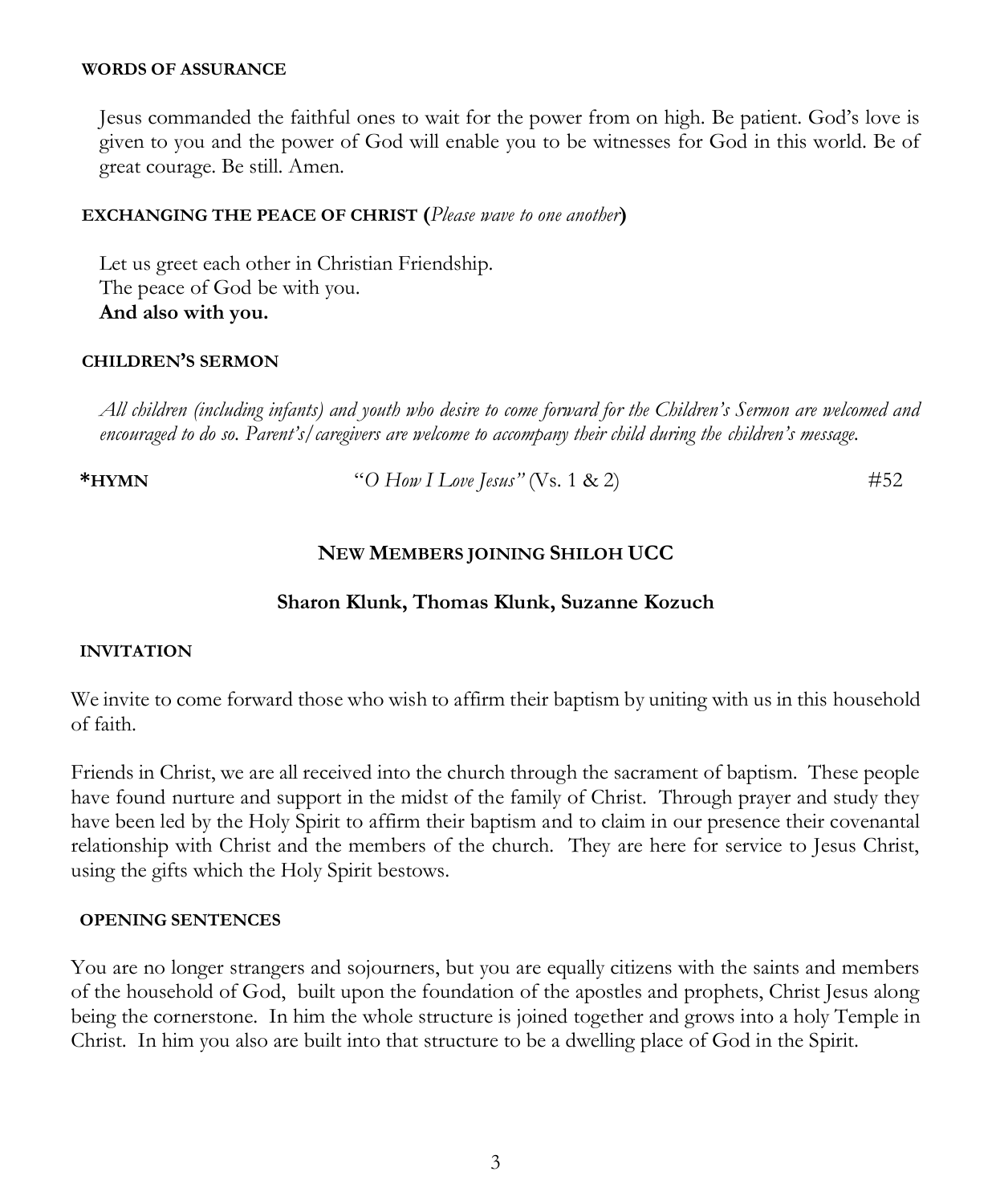**WORDS OF ASSURANCE**

Jesus commanded the faithful ones to wait for the power from on high. Be patient. God's love is given to you and the power of God will enable you to be witnesses for God in this world. Be of great courage. Be still. Amen.

**EXCHANGING THE PEACE OF CHRIST (***Please wave to one another***)**

Let us greet each other in Christian Friendship.
The peace of God be with you.
**And also with you.**

**CHILDREN'S SERMON**

*All children (including infants) and youth who desire to come forward for the Children's Sermon are welcomed and encouraged to do so. Parent's/caregivers are welcome to accompany their child during the children's message.*

**\*HYMN** "*O How I Love Jesus"* (Vs. 1 & 2) #52

## NEW MEMBERS JOINING SHILOH UCC

## Sharon Klunk, Thomas Klunk, Suzanne Kozuch

**INVITATION**

We invite to come forward those who wish to affirm their baptism by uniting with us in this household of faith.

Friends in Christ, we are all received into the church through the sacrament of baptism. These people have found nurture and support in the midst of the family of Christ. Through prayer and study they have been led by the Holy Spirit to affirm their baptism and to claim in our presence their covenantal relationship with Christ and the members of the church. They are here for service to Jesus Christ, using the gifts which the Holy Spirit bestows.

**OPENING SENTENCES**

You are no longer strangers and sojourners, but you are equally citizens with the saints and members of the household of God, built upon the foundation of the apostles and prophets, Christ Jesus along being the cornerstone. In him the whole structure is joined together and grows into a holy Temple in Christ. In him you also are built into that structure to be a dwelling place of God in the Spirit.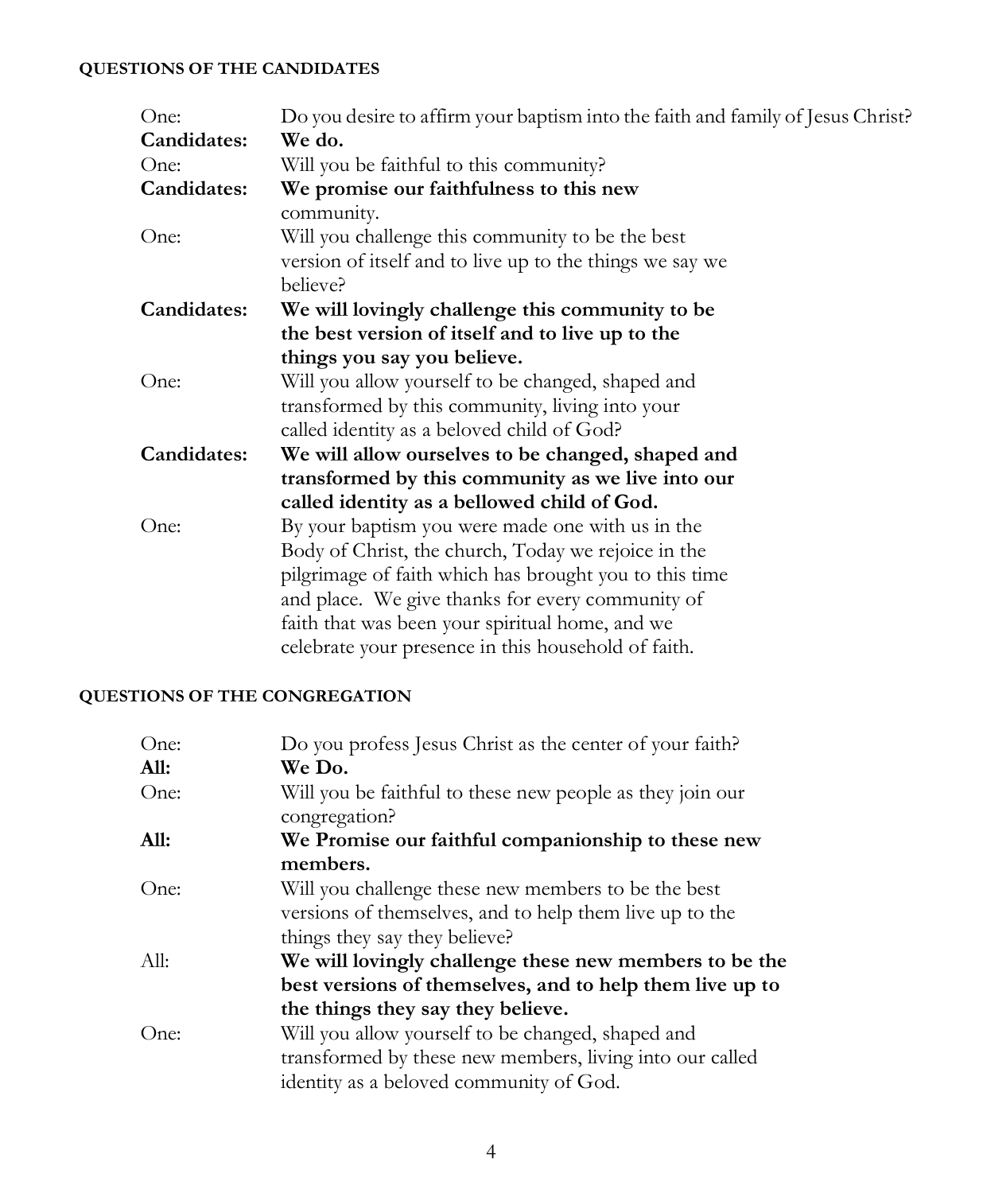**QUESTIONS OF THE CANDIDATES**

One: Do you desire to affirm your baptism into the faith and family of Jesus Christ?

**Candidates: We do.**

One: Will you be faithful to this community?

**Candidates: We promise our faithfulness to this new** community.

One: Will you challenge this community to be the best version of itself and to live up to the things we say we believe?

**Candidates: We will lovingly challenge this community to be the best version of itself and to live up to the things you say you believe.**

One: Will you allow yourself to be changed, shaped and transformed by this community, living into your called identity as a beloved child of God?

**Candidates: We will allow ourselves to be changed, shaped and transformed by this community as we live into our called identity as a bellowed child of God.**

One: By your baptism you were made one with us in the Body of Christ, the church, Today we rejoice in the pilgrimage of faith which has brought you to this time and place. We give thanks for every community of faith that was been your spiritual home, and we celebrate your presence in this household of faith.

**QUESTIONS OF THE CONGREGATION**

One: Do you profess Jesus Christ as the center of your faith?

**All: We Do.**

One: Will you be faithful to these new people as they join our congregation?

**All: We Promise our faithful companionship to these new members.**

One: Will you challenge these new members to be the best versions of themselves, and to help them live up to the things they say they believe?

All: **We will lovingly challenge these new members to be the best versions of themselves, and to help them live up to the things they say they believe.**

One: Will you allow yourself to be changed, shaped and transformed by these new members, living into our called identity as a beloved community of God.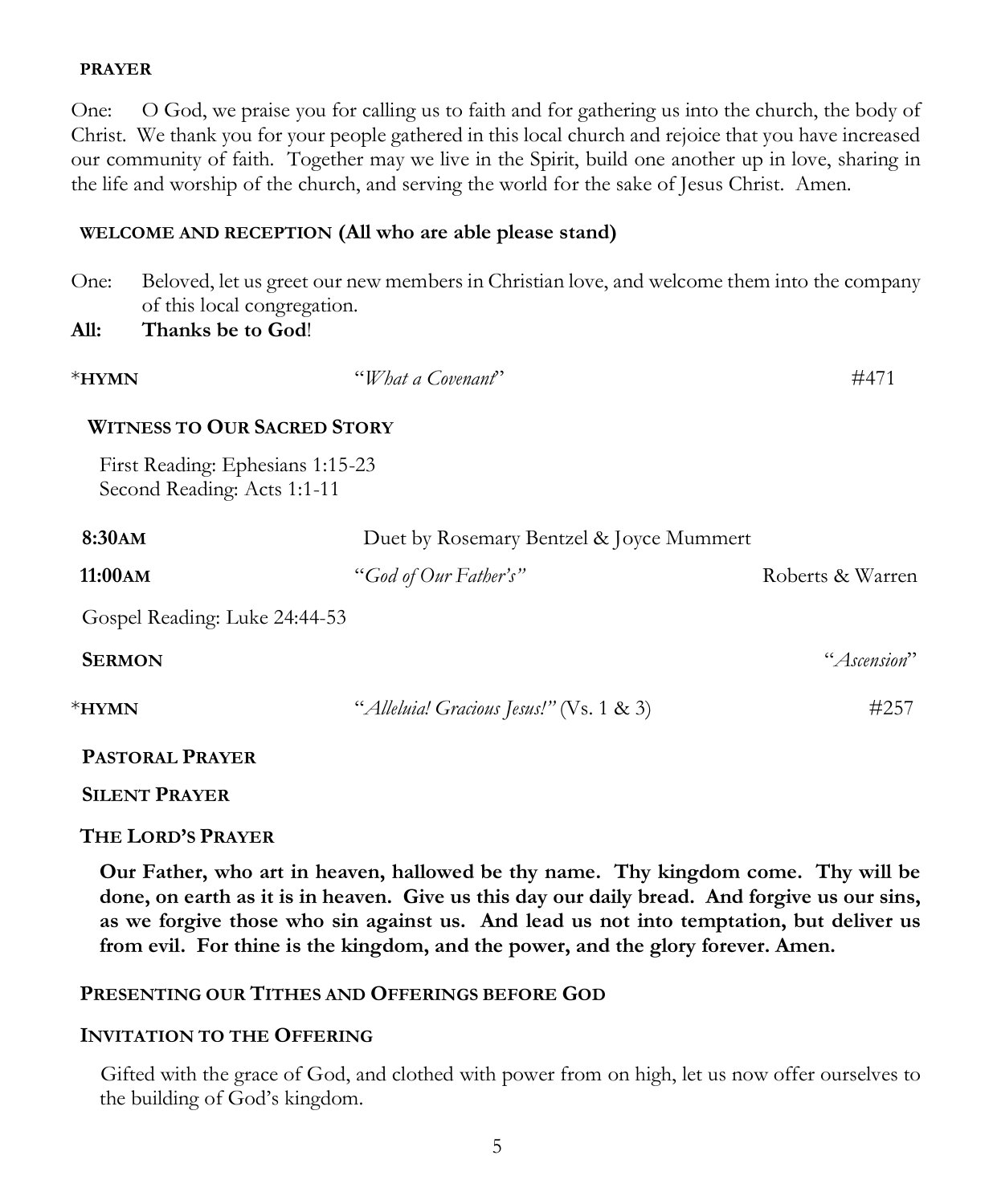**PRAYER**

One: O God, we praise you for calling us to faith and for gathering us into the church, the body of Christ. We thank you for your people gathered in this local church and rejoice that you have increased our community of faith. Together may we live in the Spirit, build one another up in love, sharing in the life and worship of the church, and serving the world for the sake of Jesus Christ. Amen.

**WELCOME AND RECEPTION (All who are able please stand)**

One: Beloved, let us greet our new members in Christian love, and welcome them into the company of this local congregation.

**All: Thanks be to God!**

*__HYMN__ "*What a Covenant*" #471

**WITNESS TO OUR SACRED STORY**

First Reading: Ephesians 1:15-23
Second Reading: Acts 1:1-11

**8:30AM** Duet by Rosemary Bentzel & Joyce Mummert

**11:00AM** "*God of Our Father's*" Roberts & Warren

Gospel Reading: Luke 24:44-53

**SERMON** "*Ascension*"

*__HYMN__ "*Alleluia! Gracious Jesus!*" (Vs. 1 & 3) #257

**PASTORAL PRAYER**

**SILENT PRAYER**

**THE LORD'S PRAYER**

**Our Father, who art in heaven, hallowed be thy name. Thy kingdom come. Thy will be done, on earth as it is in heaven. Give us this day our daily bread. And forgive us our sins, as we forgive those who sin against us. And lead us not into temptation, but deliver us from evil. For thine is the kingdom, and the power, and the glory forever. Amen.**

**PRESENTING OUR TITHES AND OFFERINGS BEFORE GOD**

**INVITATION TO THE OFFERING**

Gifted with the grace of God, and clothed with power from on high, let us now offer ourselves to the building of God's kingdom.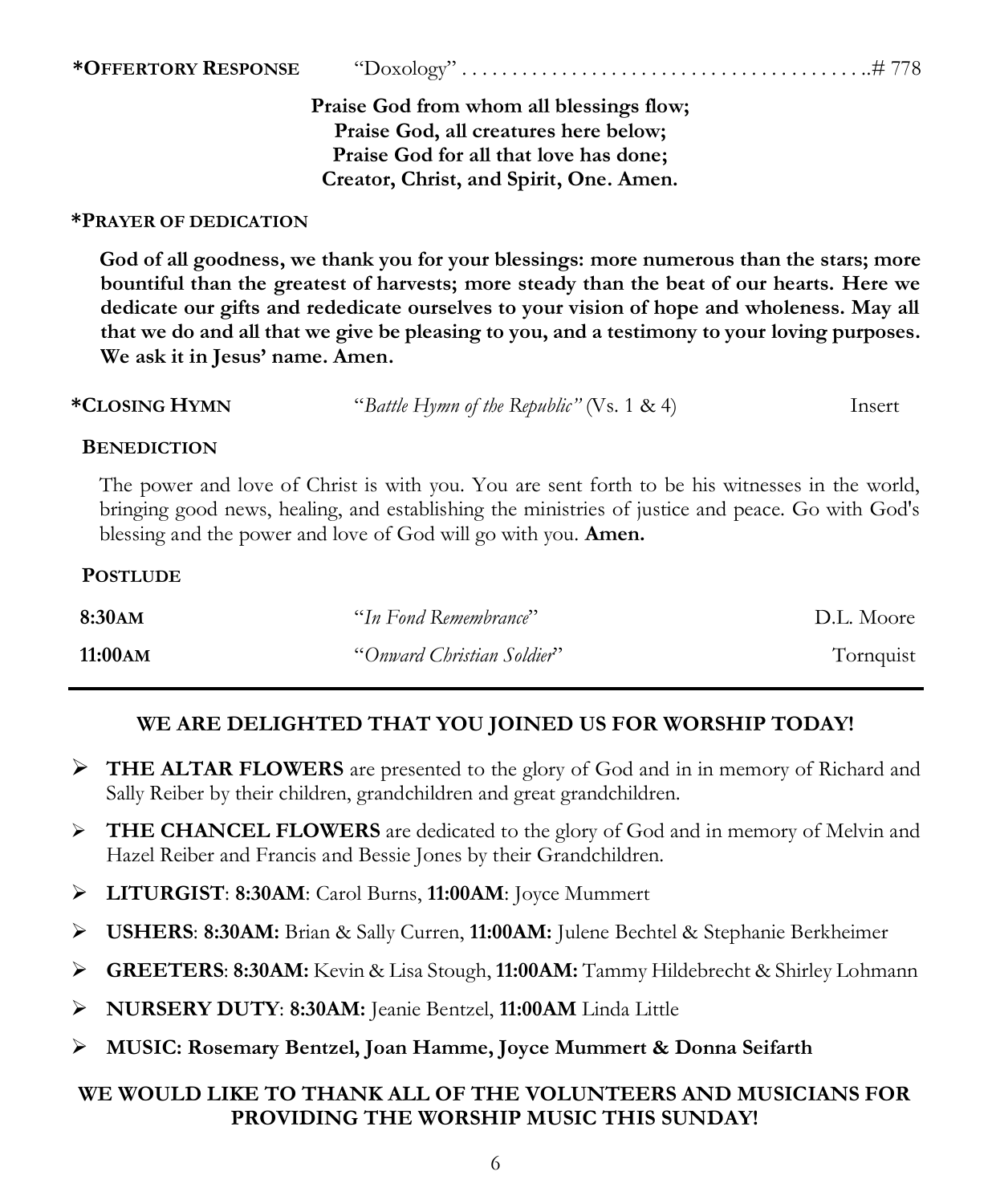**\*OFFERTORY RESPONSE** "Doxology" . . . . . . . . . . . . . . . . . . . . . . . . . . . . . . . . . . . . . . .# 778

**Praise God from whom all blessings flow;**
**Praise God, all creatures here below;**
**Praise God for all that love has done;**
**Creator, Christ, and Spirit, One. Amen.**

**\*PRAYER OF DEDICATION**

**God of all goodness, we thank you for your blessings: more numerous than the stars; more bountiful than the greatest of harvests; more steady than the beat of our hearts. Here we dedicate our gifts and rededicate ourselves to your vision of hope and wholeness. May all that we do and all that we give be pleasing to you, and a testimony to your loving purposes. We ask it in Jesus' name. Amen.**

**\*CLOSING HYMN** "*Battle Hymn of the Republic"* (Vs. 1 & 4) Insert

**BENEDICTION**

The power and love of Christ is with you. You are sent forth to be his witnesses in the world, bringing good news, healing, and establishing the ministries of justice and peace. Go with God's blessing and the power and love of God will go with you. **Amen.**

**POSTLUDE**

| | | |
|---|---|---|
| **8:30AM** | "*In Fond Remembrance*" | D.L. Moore |
| **11:00AM** | "*Onward Christian Soldier*" | Tornquist |

---

## WE ARE DELIGHTED THAT YOU JOINED US FOR WORSHIP TODAY!

- **THE ALTAR FLOWERS** are presented to the glory of God and in in memory of Richard and Sally Reiber by their children, grandchildren and great grandchildren.
- **THE CHANCEL FLOWERS** are dedicated to the glory of God and in memory of Melvin and Hazel Reiber and Francis and Bessie Jones by their Grandchildren.
- **LITURGIST**: **8:30AM**: Carol Burns, **11:00AM**: Joyce Mummert
- **USHERS**: **8:30AM:** Brian & Sally Curren, **11:00AM:** Julene Bechtel & Stephanie Berkheimer
- **GREETERS**: **8:30AM:** Kevin & Lisa Stough, **11:00AM:** Tammy Hildebrecht & Shirley Lohmann
- **NURSERY DUTY**: **8:30AM:** Jeanie Bentzel, **11:00AM** Linda Little
- **MUSIC: Rosemary Bentzel, Joan Hamme, Joyce Mummert & Donna Seifarth**

**WE WOULD LIKE TO THANK ALL OF THE VOLUNTEERS AND MUSICIANS FOR PROVIDING THE WORSHIP MUSIC THIS SUNDAY!**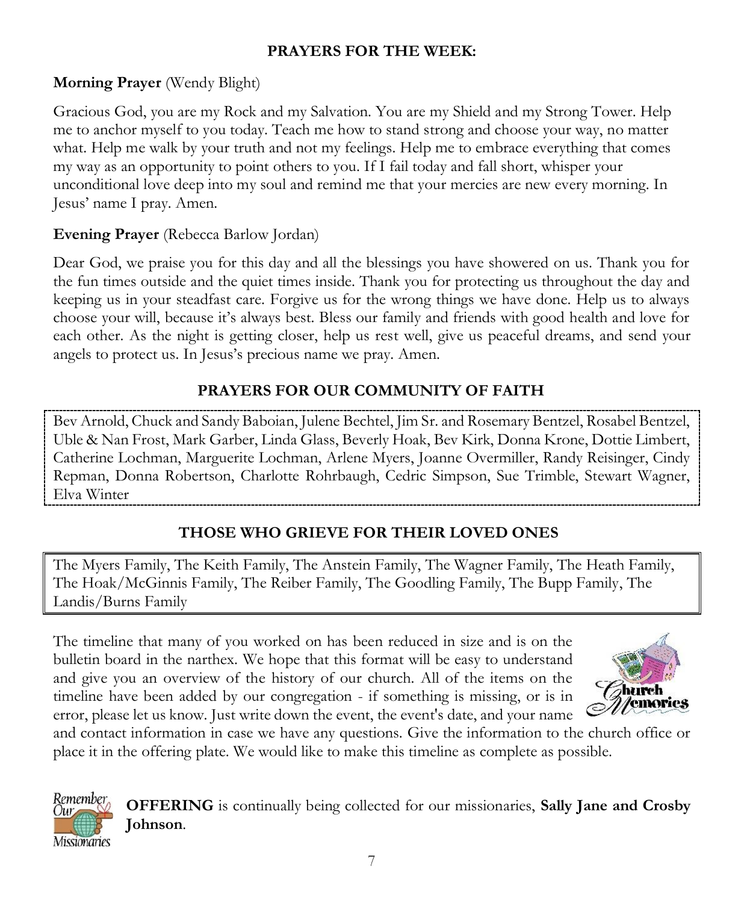## PRAYERS FOR THE WEEK:

**Morning Prayer** (Wendy Blight)

Gracious God, you are my Rock and my Salvation. You are my Shield and my Strong Tower. Help me to anchor myself to you today. Teach me how to stand strong and choose your way, no matter what. Help me walk by your truth and not my feelings. Help me to embrace everything that comes my way as an opportunity to point others to you. If I fail today and fall short, whisper your unconditional love deep into my soul and remind me that your mercies are new every morning. In Jesus' name I pray. Amen.

**Evening Prayer** (Rebecca Barlow Jordan)

Dear God, we praise you for this day and all the blessings you have showered on us. Thank you for the fun times outside and the quiet times inside. Thank you for protecting us throughout the day and keeping us in your steadfast care. Forgive us for the wrong things we have done. Help us to always choose your will, because it's always best. Bless our family and friends with good health and love for each other. As the night is getting closer, help us rest well, give us peaceful dreams, and send your angels to protect us. In Jesus's precious name we pray. Amen.

## PRAYERS FOR OUR COMMUNITY OF FAITH

Bev Arnold, Chuck and Sandy Baboian, Julene Bechtel, Jim Sr. and Rosemary Bentzel, Rosabel Bentzel, Uble & Nan Frost, Mark Garber, Linda Glass, Beverly Hoak, Bev Kirk, Donna Krone, Dottie Limbert, Catherine Lochman, Marguerite Lochman, Arlene Myers, Joanne Overmiller, Randy Reisinger, Cindy Repman, Donna Robertson, Charlotte Rohrbaugh, Cedric Simpson, Sue Trimble, Stewart Wagner, Elva Winter

## THOSE WHO GRIEVE FOR THEIR LOVED ONES

The Myers Family, The Keith Family, The Anstein Family, The Wagner Family, The Heath Family, The Hoak/McGinnis Family, The Reiber Family, The Goodling Family, The Bupp Family, The Landis/Burns Family

The timeline that many of you worked on has been reduced in size and is on the bulletin board in the narthex. We hope that this format will be easy to understand and give you an overview of the history of our church. All of the items on the timeline have been added by our congregation - if something is missing, or is in error, please let us know. Just write down the event, the event's date, and your name and contact information in case we have any questions. Give the information to the church office or place it in the offering plate. We would like to make this timeline as complete as possible.

**OFFERING** is continually being collected for our missionaries, **Sally Jane and Crosby Johnson**.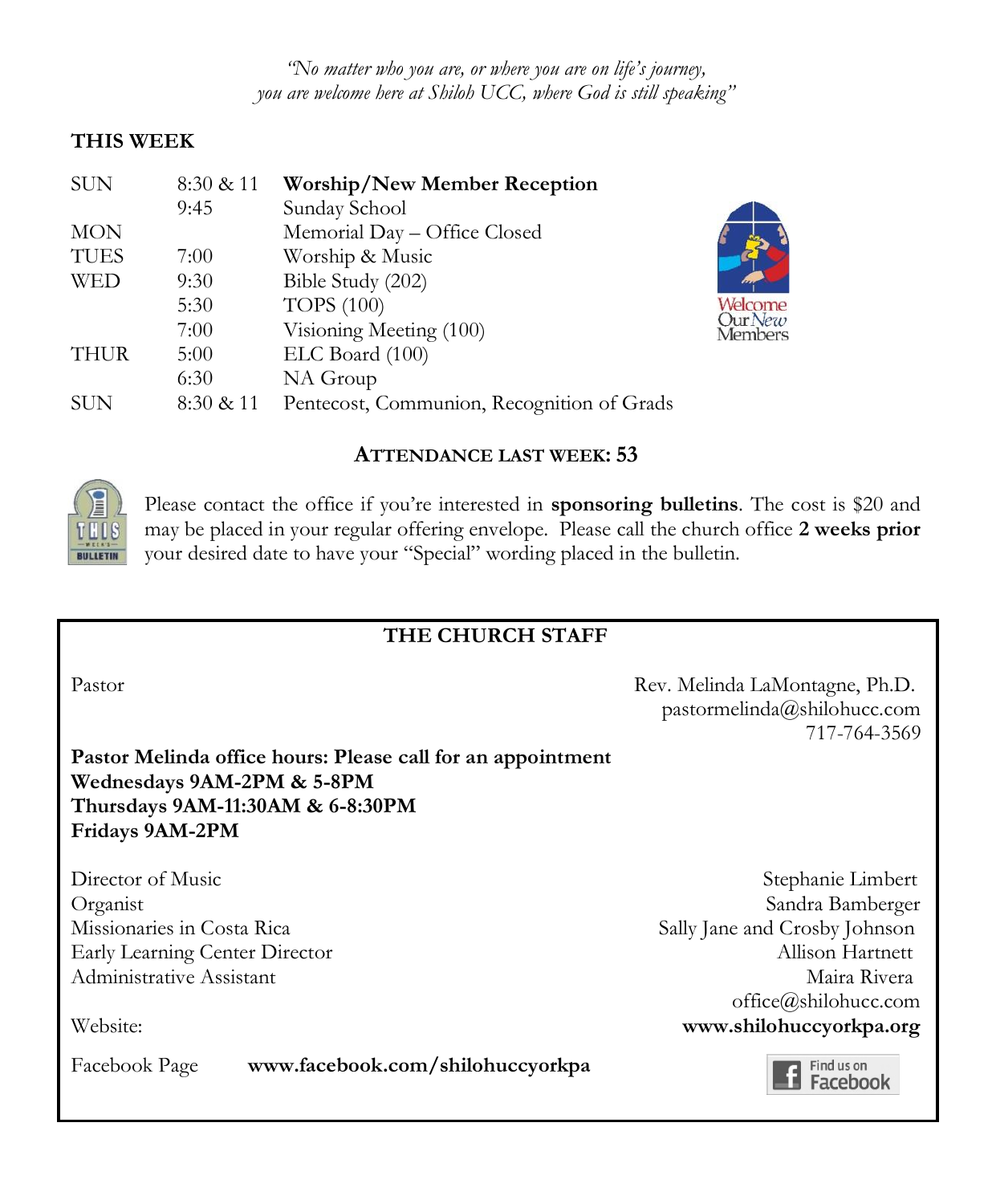*"No matter who you are, or where you are on life's journey, you are welcome here at Shiloh UCC, where God is still speaking"*

## THIS WEEK

| | | |
|---|---|---|
| SUN | 8:30 & 11 | **Worship/New Member Reception** |
| | 9:45 | Sunday School |
| MON | | Memorial Day – Office Closed |
| TUES | 7:00 | Worship & Music |
| WED | 9:30 | Bible Study (202) |
| | 5:30 | TOPS (100) |
| | 7:00 | Visioning Meeting (100) |
| THUR | 5:00 | ELC Board (100) |
| | 6:30 | NA Group |
| SUN | 8:30 & 11 | Pentecost, Communion, Recognition of Grads |

**ATTENDANCE LAST WEEK: 53**

Please contact the office if you're interested in **sponsoring bulletins**. The cost is $20 and may be placed in your regular offering envelope. Please call the church office **2 weeks prior** your desired date to have your "Special" wording placed in the bulletin.

## THE CHURCH STAFF

Pastor — Rev. Melinda LaMontagne, Ph.D.
pastormelinda@shilohucc.com
717-764-3569

**Pastor Melinda office hours: Please call for an appointment**
**Wednesdays 9AM-2PM & 5-8PM**
**Thursdays 9AM-11:30AM & 6-8:30PM**
**Fridays 9AM-2PM**

Director of Music — Stephanie Limbert
Organist — Sandra Bamberger
Missionaries in Costa Rica — Sally Jane and Crosby Johnson
Early Learning Center Director — Allison Hartnett
Administrative Assistant — Maira Rivera
office@shilohucc.com

Website: **www.shilohuccyorkpa.org**

Facebook Page **www.facebook.com/shilohuccyorkpa**

Find us on Facebook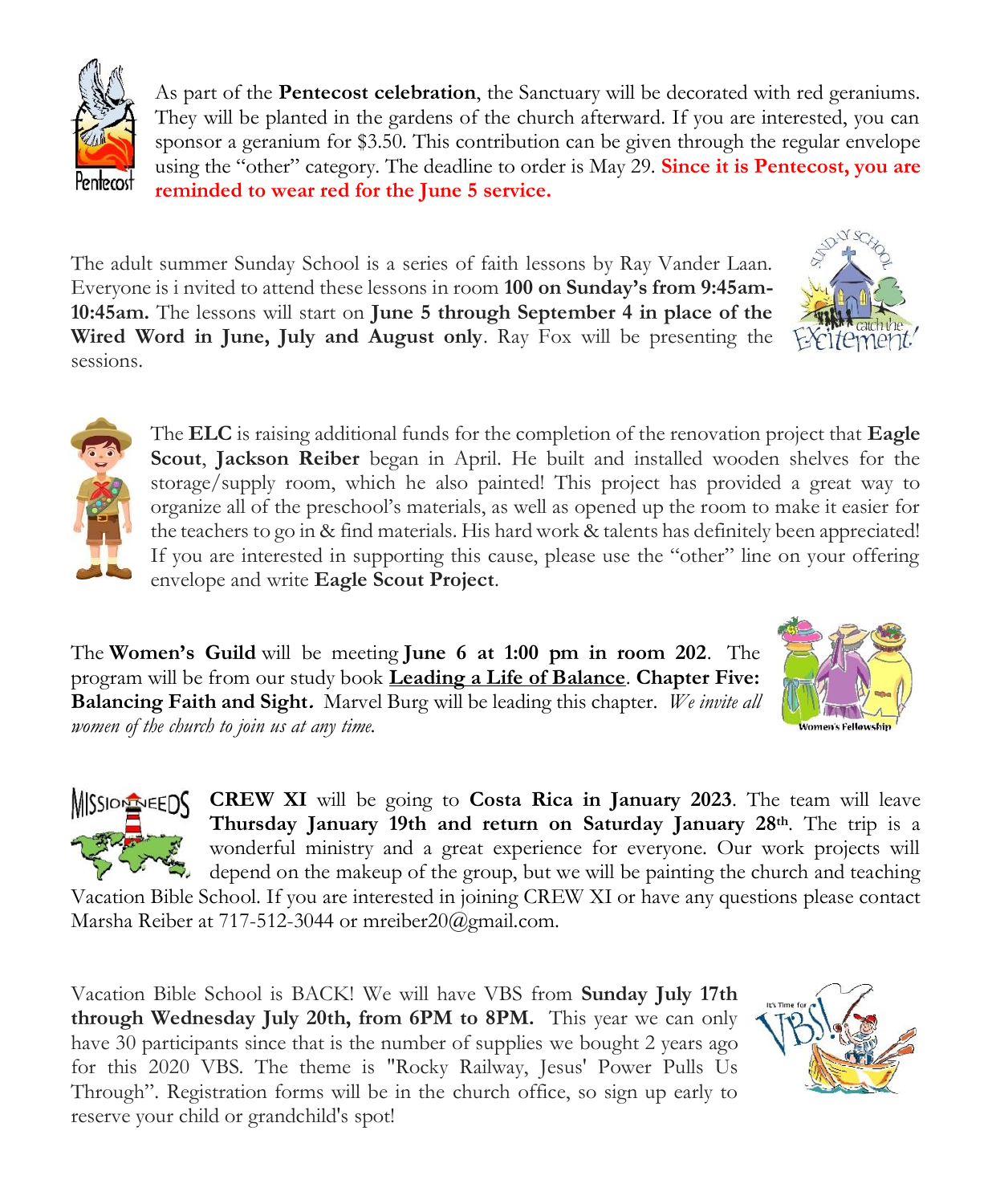As part of the **Pentecost celebration**, the Sanctuary will be decorated with red geraniums. They will be planted in the gardens of the church afterward. If you are interested, you can sponsor a geranium for $3.50. This contribution can be given through the regular envelope using the "other" category. The deadline to order is May 29. **Since it is Pentecost, you are reminded to wear red for the June 5 service.**

The adult summer Sunday School is a series of faith lessons by Ray Vander Laan. Everyone is i nvited to attend these lessons in room **100 on Sunday's from 9:45am-10:45am.** The lessons will start on **June 5 through September 4 in place of the Wired Word in June, July and August only**. Ray Fox will be presenting the sessions.

The **ELC** is raising additional funds for the completion of the renovation project that **Eagle Scout**, **Jackson Reiber** began in April. He built and installed wooden shelves for the storage/supply room, which he also painted! This project has provided a great way to organize all of the preschool's materials, as well as opened up the room to make it easier for the teachers to go in & find materials. His hard work & talents has definitely been appreciated! If you are interested in supporting this cause, please use the "other" line on your offering envelope and write **Eagle Scout Project**.

The **Women's Guild** will be meeting **June 6 at 1:00 pm in room 202**. The program will be from our study book **Leading a Life of Balance**. **Chapter Five: Balancing Faith and Sight.** Marvel Burg will be leading this chapter. *We invite all women of the church to join us at any time.*

**CREW XI** will be going to **Costa Rica in January 2023**. The team will leave **Thursday January 19th and return on Saturday January 28th**. The trip is a wonderful ministry and a great experience for everyone. Our work projects will depend on the makeup of the group, but we will be painting the church and teaching Vacation Bible School. If you are interested in joining CREW XI or have any questions please contact Marsha Reiber at 717-512-3044 or mreiber20@gmail.com.

Vacation Bible School is BACK! We will have VBS from **Sunday July 17th through Wednesday July 20th, from 6PM to 8PM.** This year we can only have 30 participants since that is the number of supplies we bought 2 years ago for this 2020 VBS. The theme is "Rocky Railway, Jesus' Power Pulls Us Through". Registration forms will be in the church office, so sign up early to reserve your child or grandchild's spot!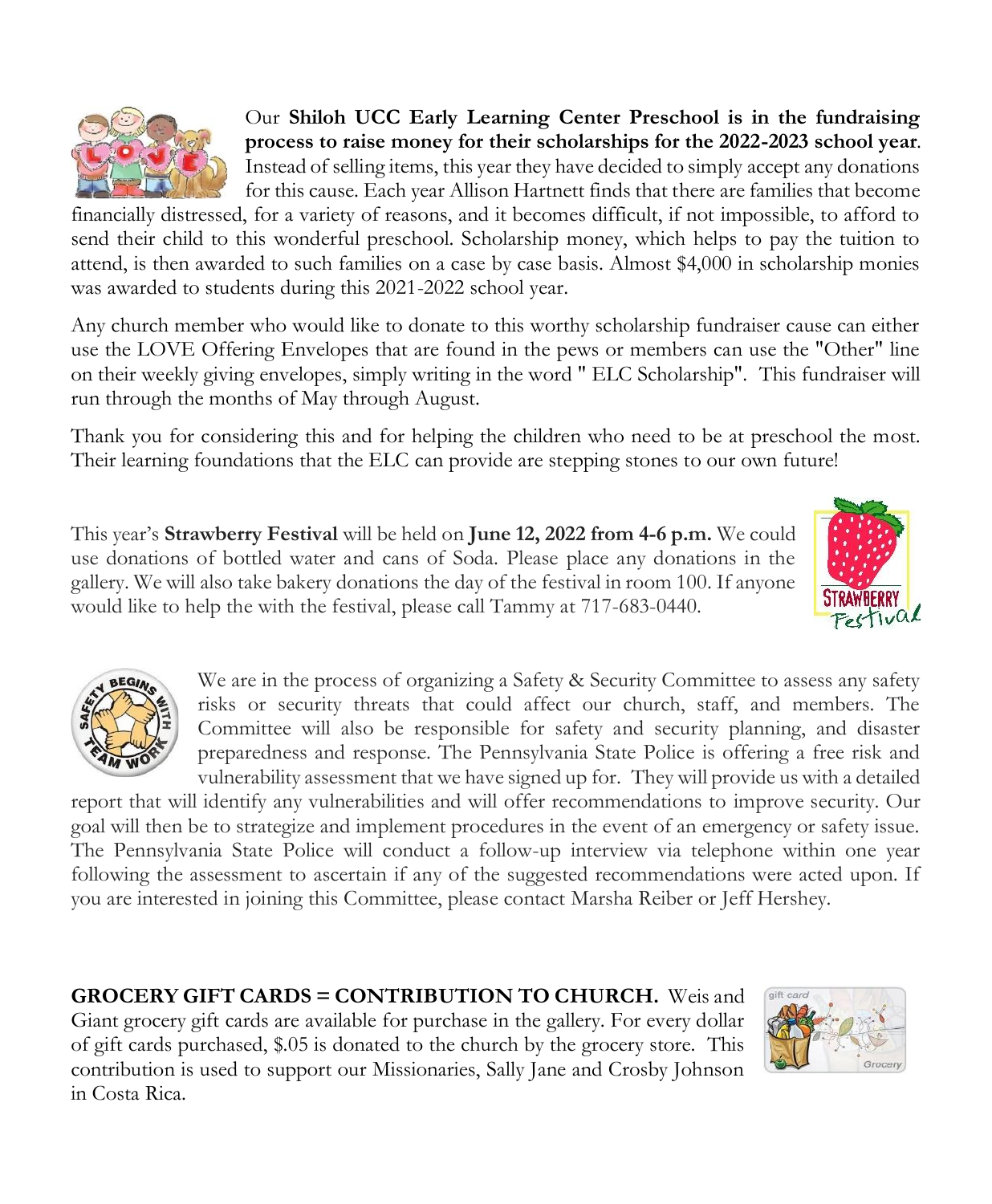Our **Shiloh UCC Early Learning Center Preschool is in the fundraising process to raise money for their scholarships for the 2022-2023 school year**. Instead of selling items, this year they have decided to simply accept any donations for this cause. Each year Allison Hartnett finds that there are families that become financially distressed, for a variety of reasons, and it becomes difficult, if not impossible, to afford to send their child to this wonderful preschool. Scholarship money, which helps to pay the tuition to attend, is then awarded to such families on a case by case basis. Almost $4,000 in scholarship monies was awarded to students during this 2021-2022 school year.

Any church member who would like to donate to this worthy scholarship fundraiser cause can either use the LOVE Offering Envelopes that are found in the pews or members can use the "Other" line on their weekly giving envelopes, simply writing in the word " ELC Scholarship". This fundraiser will run through the months of May through August.

Thank you for considering this and for helping the children who need to be at preschool the most. Their learning foundations that the ELC can provide are stepping stones to our own future!

This year's **Strawberry Festival** will be held on **June 12, 2022 from 4-6 p.m.** We could use donations of bottled water and cans of Soda. Please place any donations in the gallery. We will also take bakery donations the day of the festival in room 100. If anyone would like to help the with the festival, please call Tammy at 717-683-0440.

We are in the process of organizing a Safety & Security Committee to assess any safety risks or security threats that could affect our church, staff, and members. The Committee will also be responsible for safety and security planning, and disaster preparedness and response. The Pennsylvania State Police is offering a free risk and vulnerability assessment that we have signed up for. They will provide us with a detailed report that will identify any vulnerabilities and will offer recommendations to improve security. Our goal will then be to strategize and implement procedures in the event of an emergency or safety issue. The Pennsylvania State Police will conduct a follow-up interview via telephone within one year following the assessment to ascertain if any of the suggested recommendations were acted upon. If you are interested in joining this Committee, please contact Marsha Reiber or Jeff Hershey.

**GROCERY GIFT CARDS = CONTRIBUTION TO CHURCH.** Weis and Giant grocery gift cards are available for purchase in the gallery. For every dollar of gift cards purchased, $.05 is donated to the church by the grocery store. This contribution is used to support our Missionaries, Sally Jane and Crosby Johnson in Costa Rica.